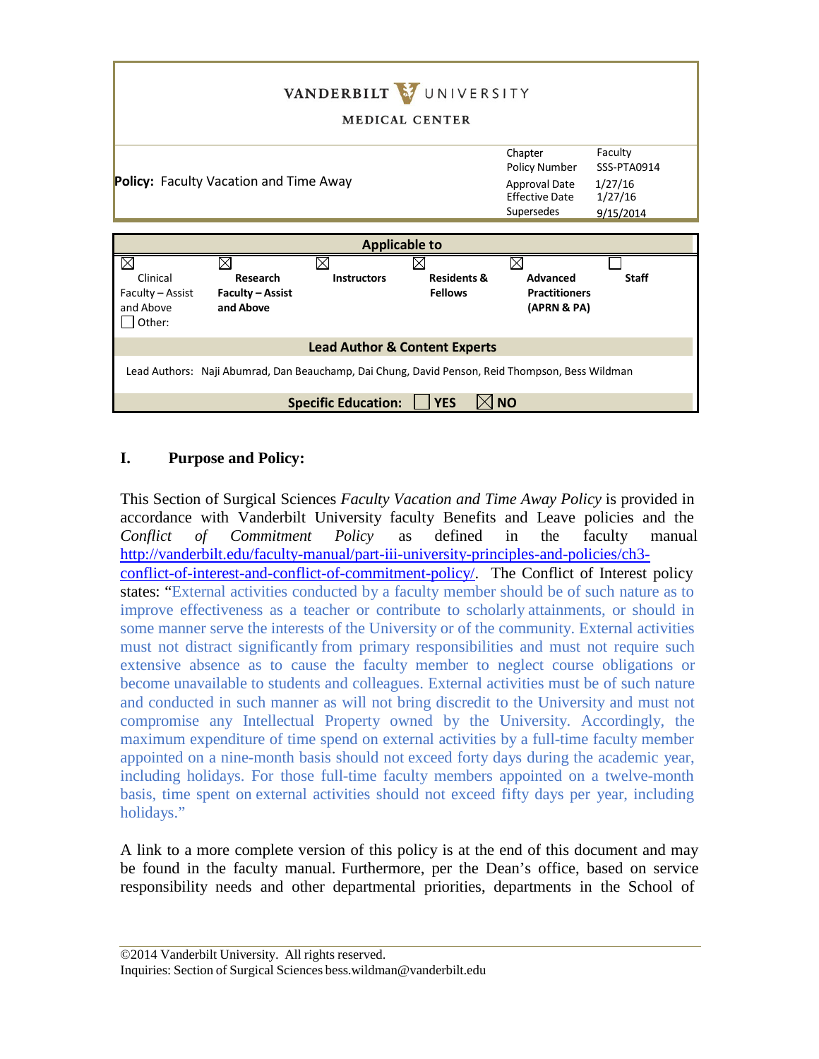VANDERBILT UNIVERSITY

MEDICAL CENTER

| **Policy:** Faculty Vacation and Time Away | Chapter | Faculty |
|---|---|---|
| | Policy Number | SSS-PTA0914 |
| | Approval Date | 1/27/16 |
| | Effective Date | 1/27/16 |
| | Supersedes | 9/15/2014 |

| **Applicable to** | | | | | |
|---|---|---|---|---|---|
| ☒ Clinical Faculty – Assist and Above ☐ Other: | ☒ **Research Faculty – Assist and Above** | ☒ **Instructors** | ☒ **Residents & Fellows** | ☒ **Advanced Practitioners (APRN & PA)** | ☐ **Staff** |

**Lead Author & Content Experts**

Lead Authors: Naji Abumrad, Dan Beauchamp, Dai Chung, David Penson, Reid Thompson, Bess Wildman

**Specific Education:** ☐ **YES** ☒ **NO**

## I. Purpose and Policy:

This Section of Surgical Sciences *Faculty Vacation and Time Away Policy* is provided in accordance with Vanderbilt University faculty Benefits and Leave policies and the *Conflict of Commitment Policy* as defined in the faculty manual http://vanderbilt.edu/faculty-manual/part-iii-university-principles-and-policies/ch3-conflict-of-interest-and-conflict-of-commitment-policy/. The Conflict of Interest policy states: "External activities conducted by a faculty member should be of such nature as to improve effectiveness as a teacher or contribute to scholarly attainments, or should in some manner serve the interests of the University or of the community. External activities must not distract significantly from primary responsibilities and must not require such extensive absence as to cause the faculty member to neglect course obligations or become unavailable to students and colleagues. External activities must be of such nature and conducted in such manner as will not bring discredit to the University and must not compromise any Intellectual Property owned by the University. Accordingly, the maximum expenditure of time spend on external activities by a full-time faculty member appointed on a nine-month basis should not exceed forty days during the academic year, including holidays. For those full-time faculty members appointed on a twelve-month basis, time spent on external activities should not exceed fifty days per year, including holidays."

A link to a more complete version of this policy is at the end of this document and may be found in the faculty manual. Furthermore, per the Dean's office, based on service responsibility needs and other departmental priorities, departments in the School of

©2014 Vanderbilt University. All rights reserved.
Inquiries: Section of Surgical Sciences bess.wildman@vanderbilt.edu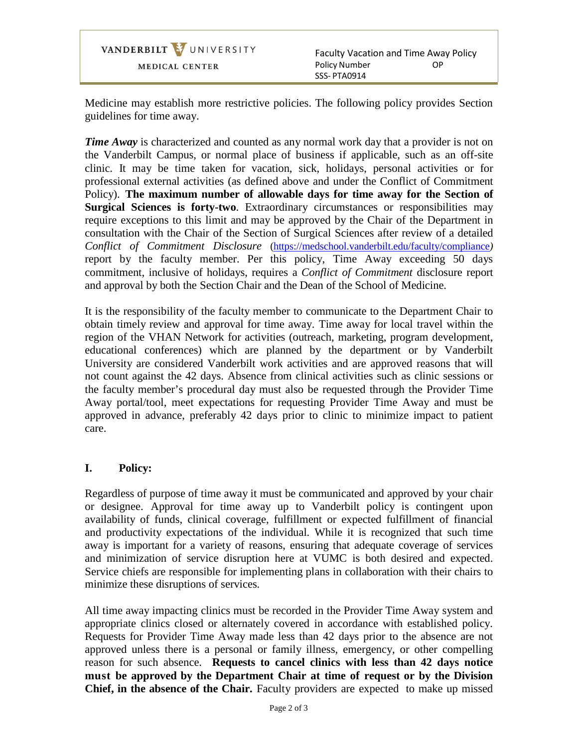Medicine may establish more restrictive policies. The following policy provides Section guidelines for time away.

***Time Away*** is characterized and counted as any normal work day that a provider is not on the Vanderbilt Campus, or normal place of business if applicable, such as an off-site clinic. It may be time taken for vacation, sick, holidays, personal activities or for professional external activities (as defined above and under the Conflict of Commitment Policy). **The maximum number of allowable days for time away for the Section of Surgical Sciences is forty-two**. Extraordinary circumstances or responsibilities may require exceptions to this limit and may be approved by the Chair of the Department in consultation with the Chair of the Section of Surgical Sciences after review of a detailed *Conflict of Commitment Disclosure* (https://medschool.vanderbilt.edu/faculty/compliance) report by the faculty member. Per this policy, Time Away exceeding 50 days commitment, inclusive of holidays, requires a *Conflict of Commitment* disclosure report and approval by both the Section Chair and the Dean of the School of Medicine.

It is the responsibility of the faculty member to communicate to the Department Chair to obtain timely review and approval for time away. Time away for local travel within the region of the VHAN Network for activities (outreach, marketing, program development, educational conferences) which are planned by the department or by Vanderbilt University are considered Vanderbilt work activities and are approved reasons that will not count against the 42 days. Absence from clinical activities such as clinic sessions or the faculty member's procedural day must also be requested through the Provider Time Away portal/tool, meet expectations for requesting Provider Time Away and must be approved in advance, preferably 42 days prior to clinic to minimize impact to patient care.

## I. Policy:

Regardless of purpose of time away it must be communicated and approved by your chair or designee. Approval for time away up to Vanderbilt policy is contingent upon availability of funds, clinical coverage, fulfillment or expected fulfillment of financial and productivity expectations of the individual. While it is recognized that such time away is important for a variety of reasons, ensuring that adequate coverage of services and minimization of service disruption here at VUMC is both desired and expected. Service chiefs are responsible for implementing plans in collaboration with their chairs to minimize these disruptions of services.

All time away impacting clinics must be recorded in the Provider Time Away system and appropriate clinics closed or alternately covered in accordance with established policy. Requests for Provider Time Away made less than 42 days prior to the absence are not approved unless there is a personal or family illness, emergency, or other compelling reason for such absence. **Requests to cancel clinics with less than 42 days notice must be approved by the Department Chair at time of request or by the Division Chief, in the absence of the Chair.** Faculty providers are expected to make up missed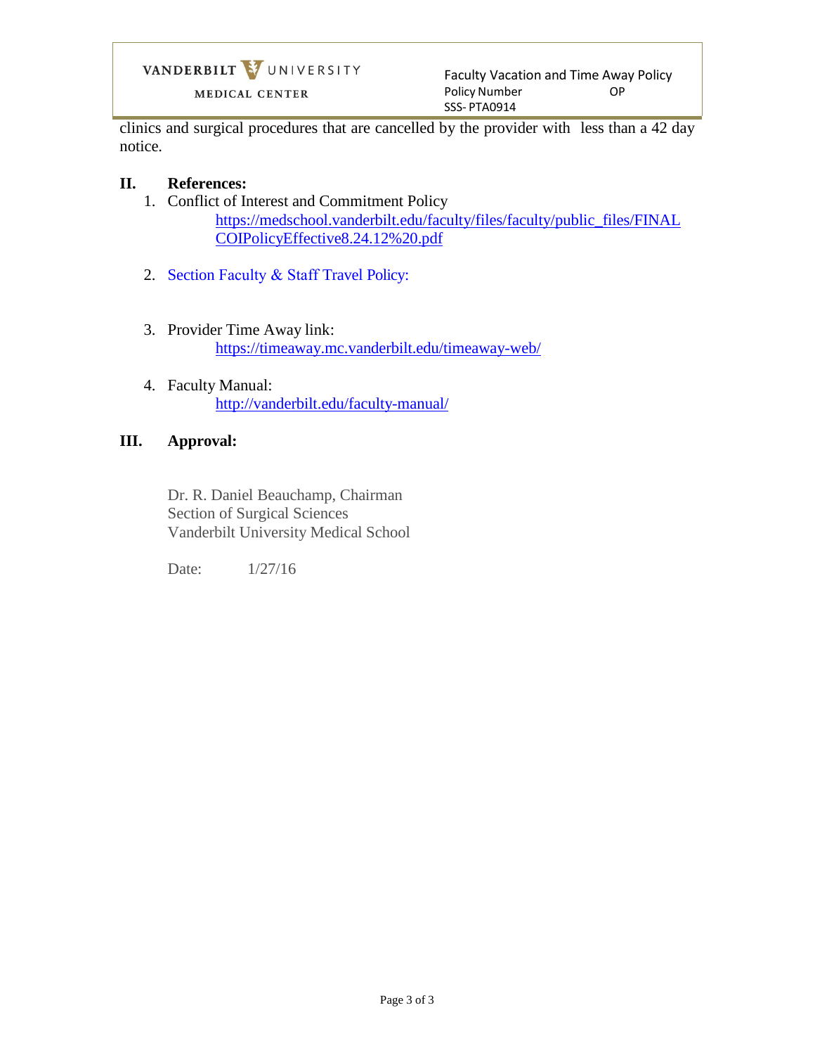clinics and surgical procedures that are cancelled by the provider with less than a 42 day notice.

## II. References:

1. Conflict of Interest and Commitment Policy
   https://medschool.vanderbilt.edu/faculty/files/faculty/public_files/FINALCOIPolicyEffective8.24.12%20.pdf

2. Section Faculty & Staff Travel Policy:

3. Provider Time Away link:
   https://timeaway.mc.vanderbilt.edu/timeaway-web/

4. Faculty Manual:
   http://vanderbilt.edu/faculty-manual/

## III. Approval:

Dr. R. Daniel Beauchamp, Chairman
Section of Surgical Sciences
Vanderbilt University Medical School

Date: 1/27/16